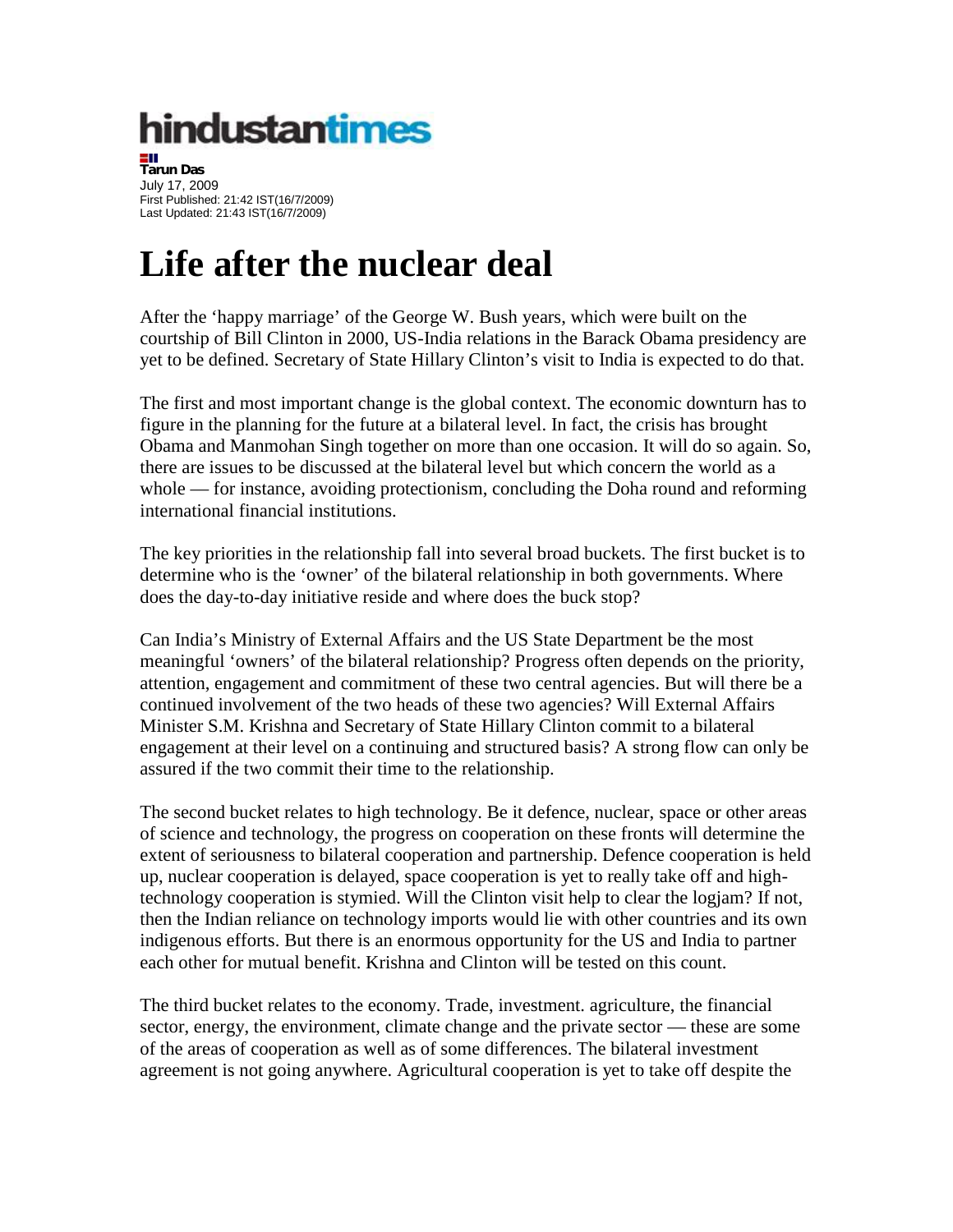hindustantimes

**Tarun Das**
July 17, 2009
First Published: 21:42 IST(16/7/2009)
Last Updated: 21:43 IST(16/7/2009)

# Life after the nuclear deal

After the 'happy marriage' of the George W. Bush years, which were built on the courtship of Bill Clinton in 2000, US-India relations in the Barack Obama presidency are yet to be defined. Secretary of State Hillary Clinton's visit to India is expected to do that.

The first and most important change is the global context. The economic downturn has to figure in the planning for the future at a bilateral level. In fact, the crisis has brought Obama and Manmohan Singh together on more than one occasion. It will do so again. So, there are issues to be discussed at the bilateral level but which concern the world as a whole — for instance, avoiding protectionism, concluding the Doha round and reforming international financial institutions.

The key priorities in the relationship fall into several broad buckets. The first bucket is to determine who is the 'owner' of the bilateral relationship in both governments. Where does the day-to-day initiative reside and where does the buck stop?

Can India's Ministry of External Affairs and the US State Department be the most meaningful 'owners' of the bilateral relationship? Progress often depends on the priority, attention, engagement and commitment of these two central agencies. But will there be a continued involvement of the two heads of these two agencies? Will External Affairs Minister S.M. Krishna and Secretary of State Hillary Clinton commit to a bilateral engagement at their level on a continuing and structured basis? A strong flow can only be assured if the two commit their time to the relationship.

The second bucket relates to high technology. Be it defence, nuclear, space or other areas of science and technology, the progress on cooperation on these fronts will determine the extent of seriousness to bilateral cooperation and partnership. Defence cooperation is held up, nuclear cooperation is delayed, space cooperation is yet to really take off and high-technology cooperation is stymied. Will the Clinton visit help to clear the logjam? If not, then the Indian reliance on technology imports would lie with other countries and its own indigenous efforts. But there is an enormous opportunity for the US and India to partner each other for mutual benefit. Krishna and Clinton will be tested on this count.

The third bucket relates to the economy. Trade, investment. agriculture, the financial sector, energy, the environment, climate change and the private sector — these are some of the areas of cooperation as well as of some differences. The bilateral investment agreement is not going anywhere. Agricultural cooperation is yet to take off despite the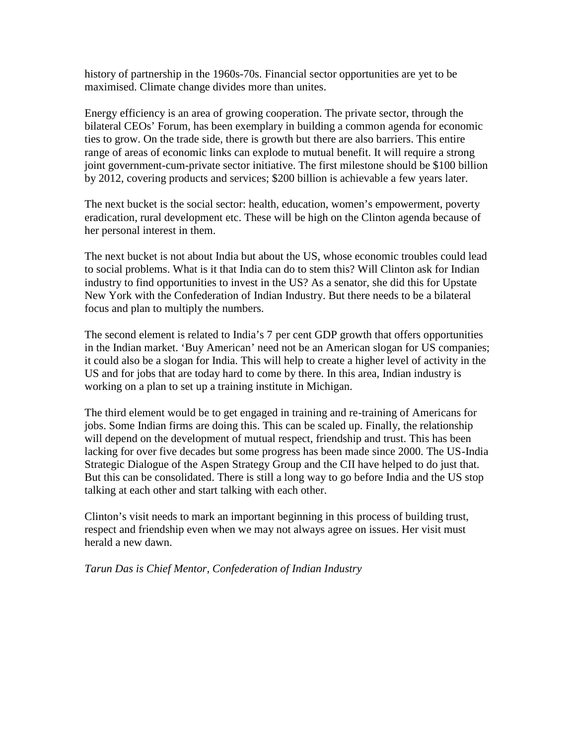history of partnership in the 1960s-70s. Financial sector opportunities are yet to be maximised. Climate change divides more than unites.

Energy efficiency is an area of growing cooperation. The private sector, through the bilateral CEOs' Forum, has been exemplary in building a common agenda for economic ties to grow. On the trade side, there is growth but there are also barriers. This entire range of areas of economic links can explode to mutual benefit. It will require a strong joint government-cum-private sector initiative. The first milestone should be $100 billion by 2012, covering products and services; $200 billion is achievable a few years later.

The next bucket is the social sector: health, education, women's empowerment, poverty eradication, rural development etc. These will be high on the Clinton agenda because of her personal interest in them.

The next bucket is not about India but about the US, whose economic troubles could lead to social problems. What is it that India can do to stem this? Will Clinton ask for Indian industry to find opportunities to invest in the US? As a senator, she did this for Upstate New York with the Confederation of Indian Industry. But there needs to be a bilateral focus and plan to multiply the numbers.

The second element is related to India's 7 per cent GDP growth that offers opportunities in the Indian market. 'Buy American' need not be an American slogan for US companies; it could also be a slogan for India. This will help to create a higher level of activity in the US and for jobs that are today hard to come by there. In this area, Indian industry is working on a plan to set up a training institute in Michigan.

The third element would be to get engaged in training and re-training of Americans for jobs. Some Indian firms are doing this. This can be scaled up. Finally, the relationship will depend on the development of mutual respect, friendship and trust. This has been lacking for over five decades but some progress has been made since 2000. The US-India Strategic Dialogue of the Aspen Strategy Group and the CII have helped to do just that. But this can be consolidated. There is still a long way to go before India and the US stop talking at each other and start talking with each other.

Clinton's visit needs to mark an important beginning in this process of building trust, respect and friendship even when we may not always agree on issues. Her visit must herald a new dawn.

*Tarun Das is Chief Mentor, Confederation of Indian Industry*